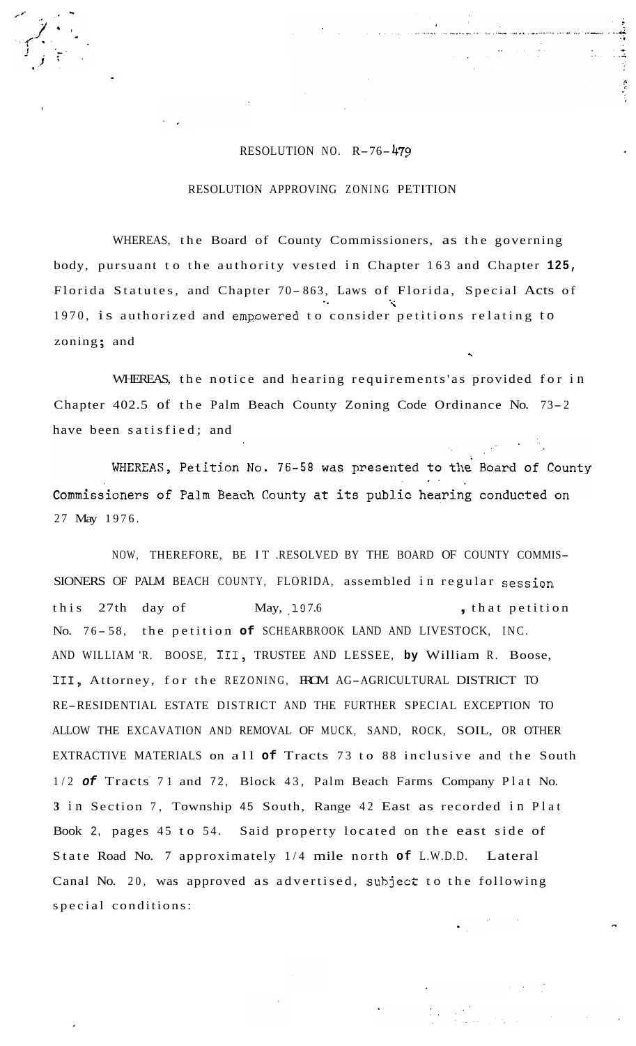RESOLUTION NO. R-76-479

RESOLUTION APPROVING ZONING PETITION

WHEREAS, the Board of County Commissioners, as the governing body, pursuant to the authority vested in Chapter 163 and Chapter 125, Florida Statutes, and Chapter 70-863, Laws of Florida, Special Acts of 1970, is authorized and empowered to consider petitions relating to zoning; and

WHEREAS, the notice and hearing requirements'as provided for in Chapter 402.5 of the Palm Beach County Zoning Code Ordinance No. 73-2 have been satisfied; and

WHEREAS, Petition No. 76-58 was presented to the Board of County Commissioners of Palm Beach County at its public hearing conducted on 27 May 1976.

NOW, THEREFORE, BE IT RESOLVED BY THE BOARD OF COUNTY COMMISSIONERS OF PALM BEACH COUNTY, FLORIDA, assembled in regular session this 27th day of May, 1976, that petition No. 76-58, the petition of SCHEARBROOK LAND AND LIVESTOCK, INC. AND WILLIAM R. BOOSE, III, TRUSTEE AND LESSEE, by William R. Boose, III, Attorney, for the REZONING, FROM AG-AGRICULTURAL DISTRICT TO RE-RESIDENTIAL ESTATE DISTRICT AND THE FURTHER SPECIAL EXCEPTION TO ALLOW THE EXCAVATION AND REMOVAL OF MUCK, SAND, ROCK, SOIL, OR OTHER EXTRACTIVE MATERIALS on all of Tracts 73 to 88 inclusive and the South 1/2 of Tracts 71 and 72, Block 43, Palm Beach Farms Company Plat No. 3 in Section 7, Township 45 South, Range 42 East as recorded in Plat Book 2, pages 45 to 54. Said property located on the east side of State Road No. 7 approximately 1/4 mile north of L.W.D.D. Lateral Canal No. 20, was approved as advertised, subject to the following special conditions: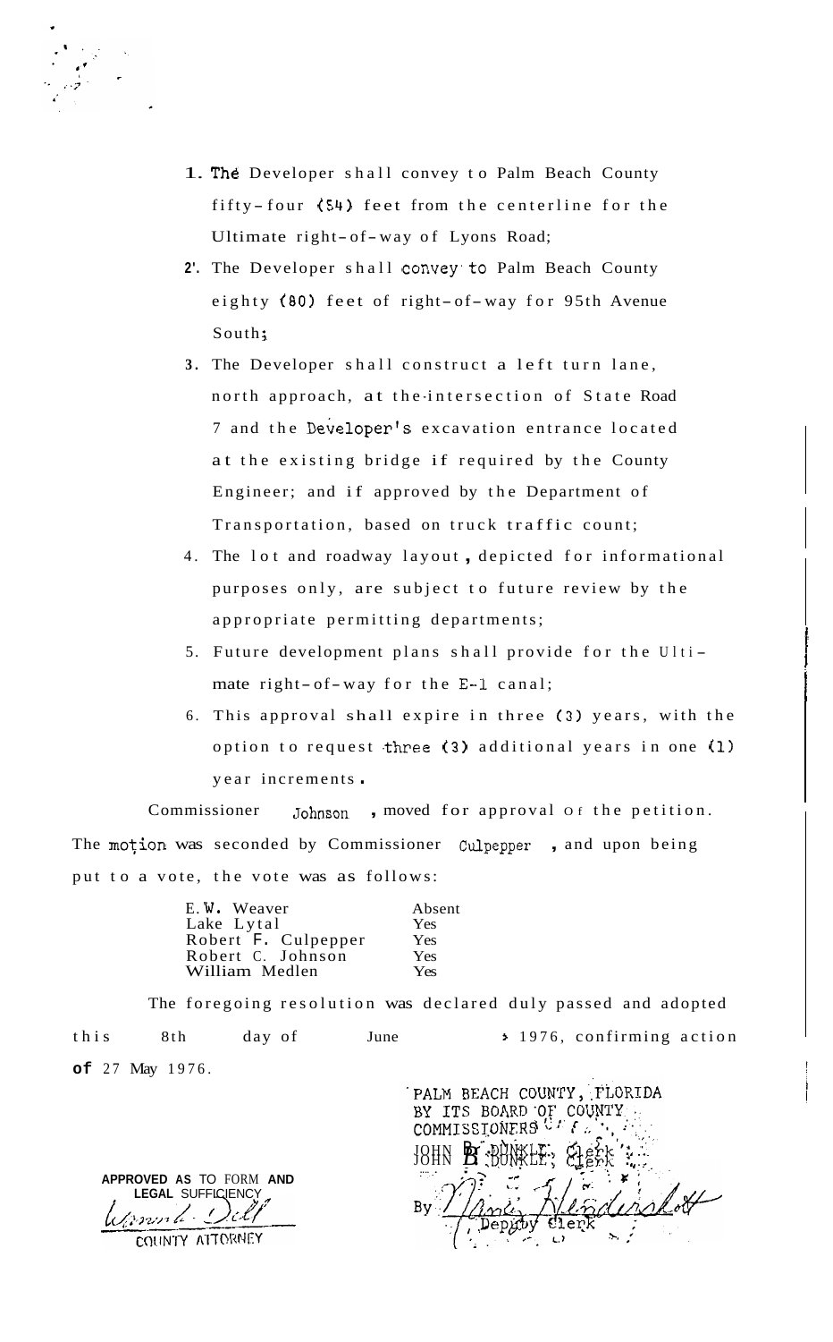1. The Developer shall convey to Palm Beach County fifty-four (54) feet from the centerline for the Ultimate right-of-way of Lyons Road;
2. The Developer shall convey to Palm Beach County eighty (80) feet of right-of-way for 95th Avenue South;
3. The Developer shall construct a left turn lane, north approach, at the intersection of State Road 7 and the Developer's excavation entrance located at the existing bridge if required by the County Engineer; and if approved by the Department of Transportation, based on truck traffic count;
4. The lot and roadway layout, depicted for informational purposes only, are subject to future review by the appropriate permitting departments;
5. Future development plans shall provide for the Ultimate right-of-way for the E-1 canal;
6. This approval shall expire in three (3) years, with the option to request three (3) additional years in one (1) year increments.

Commissioner Johnson, moved for approval of the petition. The motion was seconded by Commissioner Culpepper, and upon being put to a vote, the vote was as follows:

| | |
|---|---|
| E.W. Weaver | Absent |
| Lake Lytal | Yes |
| Robert F. Culpepper | Yes |
| Robert C. Johnson | Yes |
| William Medlen | Yes |

The foregoing resolution was declared duly passed and adopted this 8th day of June, 1976, confirming action of 27 May 1976.

APPROVED AS TO FORM AND LEGAL SUFFICIENCY

COUNTY ATTORNEY

PALM BEACH COUNTY, FLORIDA
BY ITS BOARD OF COUNTY COMMISSIONERS

JOHN B. DUNKLE, Clerk

By
Deputy Clerk